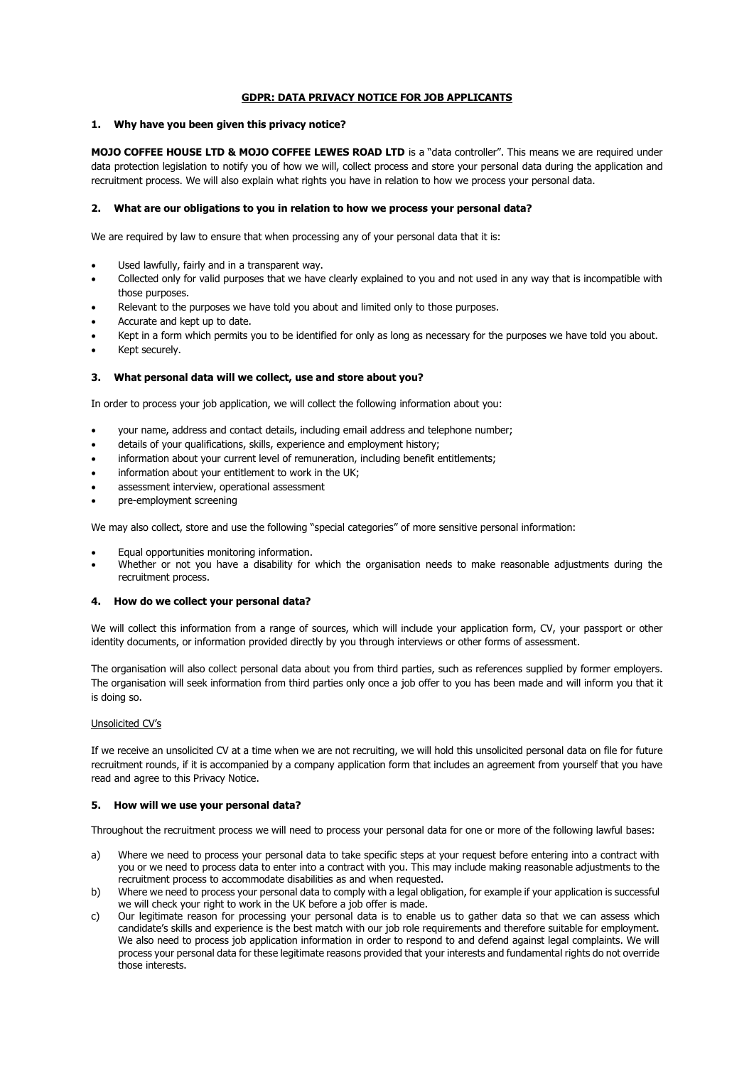# GDPR: DATA PRIVACY NOTICE FOR JOB APPLICANTS

## 1. Why have you been given this privacy notice?

**MOJO COFFEE HOUSE LTD & MOJO COFFEE LEWES ROAD LTD** is a "data controller". This means we are required under data protection legislation to notify you of how we will, collect process and store your personal data during the application and recruitment process. We will also explain what rights you have in relation to how we process your personal data.

## 2. What are our obligations to you in relation to how we process your personal data?

We are required by law to ensure that when processing any of your personal data that it is:

- Used lawfully, fairly and in a transparent way.
- Collected only for valid purposes that we have clearly explained to you and not used in any way that is incompatible with those purposes.
- Relevant to the purposes we have told you about and limited only to those purposes.
- Accurate and kept up to date.
- Kept in a form which permits you to be identified for only as long as necessary for the purposes we have told you about.
- Kept securely.

## 3. What personal data will we collect, use and store about you?

In order to process your job application, we will collect the following information about you:

- your name, address and contact details, including email address and telephone number;
- details of your qualifications, skills, experience and employment history;
- information about your current level of remuneration, including benefit entitlements;
- information about your entitlement to work in the UK;
- assessment interview, operational assessment
- pre-employment screening

We may also collect, store and use the following "special categories" of more sensitive personal information:

- Equal opportunities monitoring information.
- Whether or not you have a disability for which the organisation needs to make reasonable adjustments during the recruitment process.

## 4. How do we collect your personal data?

We will collect this information from a range of sources, which will include your application form, CV, your passport or other identity documents, or information provided directly by you through interviews or other forms of assessment.

The organisation will also collect personal data about you from third parties, such as references supplied by former employers. The organisation will seek information from third parties only once a job offer to you has been made and will inform you that it is doing so.

Unsolicited CV's

If we receive an unsolicited CV at a time when we are not recruiting, we will hold this unsolicited personal data on file for future recruitment rounds, if it is accompanied by a company application form that includes an agreement from yourself that you have read and agree to this Privacy Notice.

## 5. How will we use your personal data?

Throughout the recruitment process we will need to process your personal data for one or more of the following lawful bases:

a) Where we need to process your personal data to take specific steps at your request before entering into a contract with you or we need to process data to enter into a contract with you. This may include making reasonable adjustments to the recruitment process to accommodate disabilities as and when requested.

b) Where we need to process your personal data to comply with a legal obligation, for example if your application is successful we will check your right to work in the UK before a job offer is made.

c) Our legitimate reason for processing your personal data is to enable us to gather data so that we can assess which candidate's skills and experience is the best match with our job role requirements and therefore suitable for employment. We also need to process job application information in order to respond to and defend against legal complaints. We will process your personal data for these legitimate reasons provided that your interests and fundamental rights do not override those interests.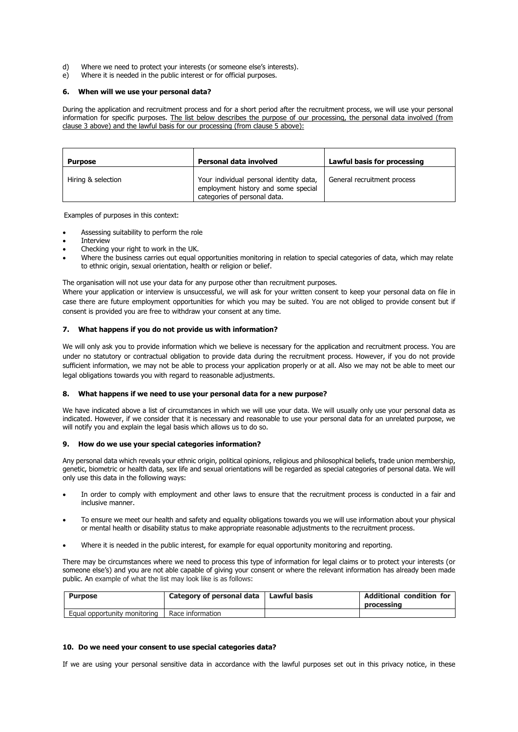d) Where we need to protect your interests (or someone else's interests).
e) Where it is needed in the public interest or for official purposes.

### 6. When will we use your personal data?

During the application and recruitment process and for a short period after the recruitment process, we will use your personal information for specific purposes. The list below describes the purpose of our processing, the personal data involved (from clause 3 above) and the lawful basis for our processing (from clause 5 above):

| Purpose | Personal data involved | Lawful basis for processing |
|---|---|---|
| Hiring & selection | Your individual personal identity data, employment history and some special categories of personal data. | General recruitment process |

Examples of purposes in this context:

- Assessing suitability to perform the role
- Interview
- Checking your right to work in the UK.
- Where the business carries out equal opportunities monitoring in relation to special categories of data, which may relate to ethnic origin, sexual orientation, health or religion or belief.

The organisation will not use your data for any purpose other than recruitment purposes.
Where your application or interview is unsuccessful, we will ask for your written consent to keep your personal data on file in case there are future employment opportunities for which you may be suited. You are not obliged to provide consent but if consent is provided you are free to withdraw your consent at any time.

### 7. What happens if you do not provide us with information?

We will only ask you to provide information which we believe is necessary for the application and recruitment process. You are under no statutory or contractual obligation to provide data during the recruitment process. However, if you do not provide sufficient information, we may not be able to process your application properly or at all. Also we may not be able to meet our legal obligations towards you with regard to reasonable adjustments.

### 8. What happens if we need to use your personal data for a new purpose?

We have indicated above a list of circumstances in which we will use your data. We will usually only use your personal data as indicated. However, if we consider that it is necessary and reasonable to use your personal data for an unrelated purpose, we will notify you and explain the legal basis which allows us to do so.

### 9. How do we use your special categories information?

Any personal data which reveals your ethnic origin, political opinions, religious and philosophical beliefs, trade union membership, genetic, biometric or health data, sex life and sexual orientations will be regarded as special categories of personal data. We will only use this data in the following ways:

- In order to comply with employment and other laws to ensure that the recruitment process is conducted in a fair and inclusive manner.
- To ensure we meet our health and safety and equality obligations towards you we will use information about your physical or mental health or disability status to make appropriate reasonable adjustments to the recruitment process.
- Where it is needed in the public interest, for example for equal opportunity monitoring and reporting.

There may be circumstances where we need to process this type of information for legal claims or to protect your interests (or someone else's) and you are not able capable of giving your consent or where the relevant information has already been made public. An example of what the list may look like is as follows:

| Purpose | Category of personal data | Lawful basis | Additional condition for processing |
|---|---|---|---|
| Equal opportunity monitoring | Race information | | |

### 10. Do we need your consent to use special categories data?

If we are using your personal sensitive data in accordance with the lawful purposes set out in this privacy notice, in these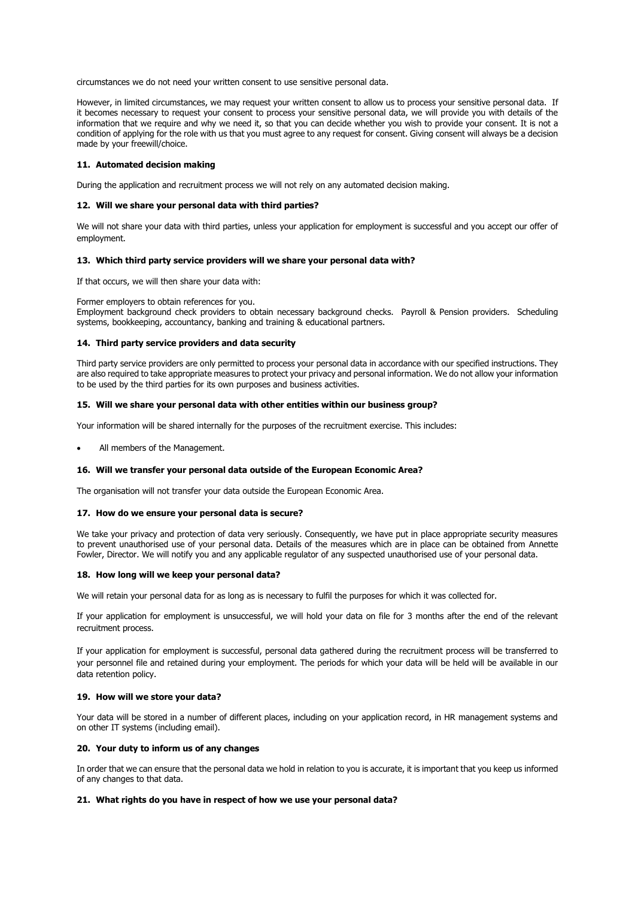circumstances we do not need your written consent to use sensitive personal data.

However, in limited circumstances, we may request your written consent to allow us to process your sensitive personal data. If it becomes necessary to request your consent to process your sensitive personal data, we will provide you with details of the information that we require and why we need it, so that you can decide whether you wish to provide your consent. It is not a condition of applying for the role with us that you must agree to any request for consent. Giving consent will always be a decision made by your freewill/choice.

#### 11. Automated decision making

During the application and recruitment process we will not rely on any automated decision making.

#### 12. Will we share your personal data with third parties?

We will not share your data with third parties, unless your application for employment is successful and you accept our offer of employment.

#### 13. Which third party service providers will we share your personal data with?

If that occurs, we will then share your data with:

Former employers to obtain references for you.
Employment background check providers to obtain necessary background checks. Payroll & Pension providers. Scheduling systems, bookkeeping, accountancy, banking and training & educational partners.

#### 14. Third party service providers and data security

Third party service providers are only permitted to process your personal data in accordance with our specified instructions. They are also required to take appropriate measures to protect your privacy and personal information. We do not allow your information to be used by the third parties for its own purposes and business activities.

#### 15. Will we share your personal data with other entities within our business group?

Your information will be shared internally for the purposes of the recruitment exercise. This includes:

- All members of the Management.

#### 16. Will we transfer your personal data outside of the European Economic Area?

The organisation will not transfer your data outside the European Economic Area.

#### 17. How do we ensure your personal data is secure?

We take your privacy and protection of data very seriously. Consequently, we have put in place appropriate security measures to prevent unauthorised use of your personal data. Details of the measures which are in place can be obtained from Annette Fowler, Director. We will notify you and any applicable regulator of any suspected unauthorised use of your personal data.

#### 18. How long will we keep your personal data?

We will retain your personal data for as long as is necessary to fulfil the purposes for which it was collected for.

If your application for employment is unsuccessful, we will hold your data on file for 3 months after the end of the relevant recruitment process.

If your application for employment is successful, personal data gathered during the recruitment process will be transferred to your personnel file and retained during your employment. The periods for which your data will be held will be available in our data retention policy.

#### 19. How will we store your data?

Your data will be stored in a number of different places, including on your application record, in HR management systems and on other IT systems (including email).

#### 20. Your duty to inform us of any changes

In order that we can ensure that the personal data we hold in relation to you is accurate, it is important that you keep us informed of any changes to that data.

#### 21. What rights do you have in respect of how we use your personal data?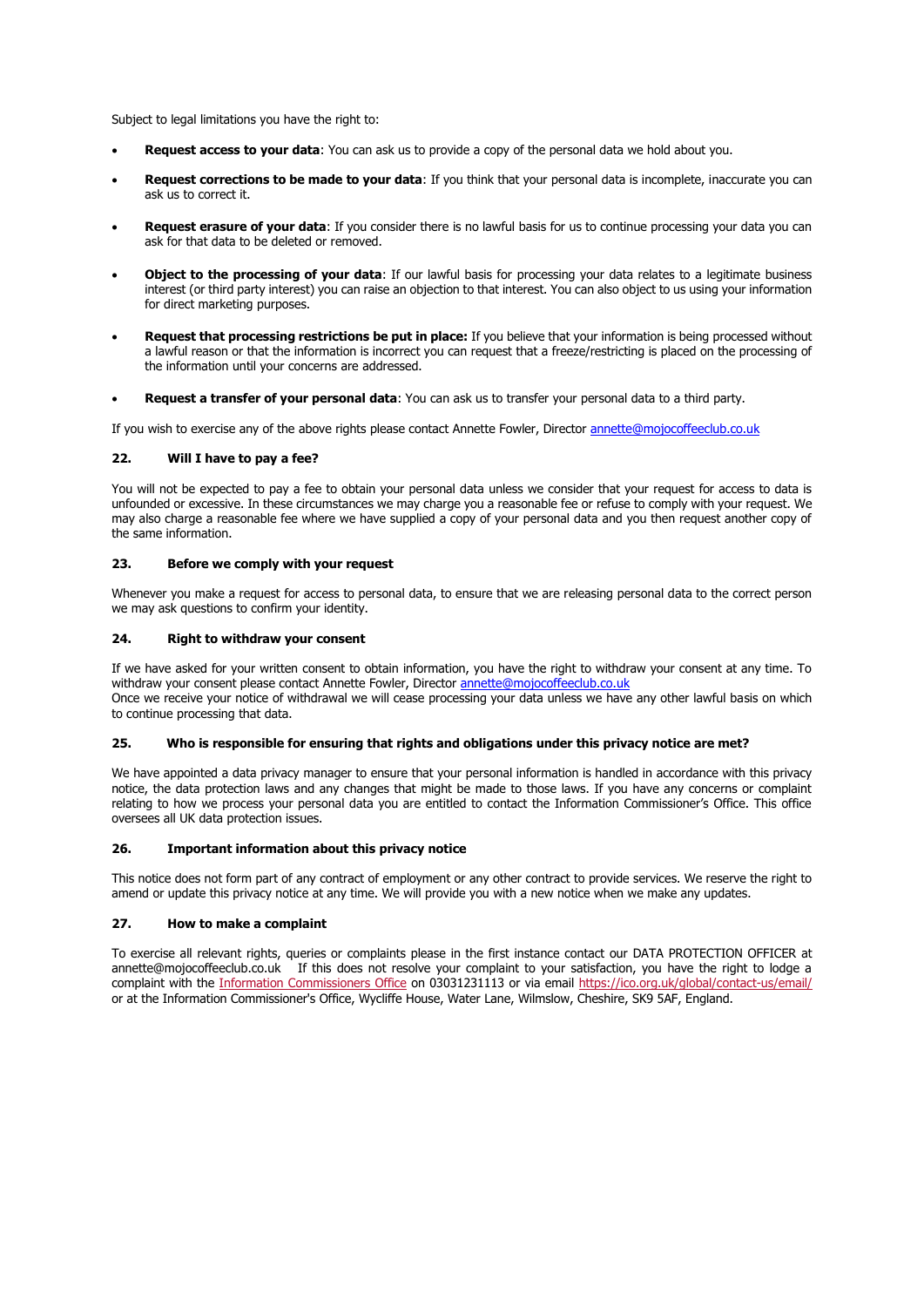Subject to legal limitations you have the right to:

- **Request access to your data**: You can ask us to provide a copy of the personal data we hold about you.
- **Request corrections to be made to your data**: If you think that your personal data is incomplete, inaccurate you can ask us to correct it.
- **Request erasure of your data**: If you consider there is no lawful basis for us to continue processing your data you can ask for that data to be deleted or removed.
- **Object to the processing of your data**: If our lawful basis for processing your data relates to a legitimate business interest (or third party interest) you can raise an objection to that interest. You can also object to us using your information for direct marketing purposes.
- **Request that processing restrictions be put in place:** If you believe that your information is being processed without a lawful reason or that the information is incorrect you can request that a freeze/restricting is placed on the processing of the information until your concerns are addressed.
- **Request a transfer of your personal data**: You can ask us to transfer your personal data to a third party.

If you wish to exercise any of the above rights please contact Annette Fowler, Director [annette@mojocoffeeclub.co.uk](mailto:annette@mojocoffeeclub.co.uk)

### 22. Will I have to pay a fee?

You will not be expected to pay a fee to obtain your personal data unless we consider that your request for access to data is unfounded or excessive. In these circumstances we may charge you a reasonable fee or refuse to comply with your request. We may also charge a reasonable fee where we have supplied a copy of your personal data and you then request another copy of the same information.

### 23. Before we comply with your request

Whenever you make a request for access to personal data, to ensure that we are releasing personal data to the correct person we may ask questions to confirm your identity.

### 24. Right to withdraw your consent

If we have asked for your written consent to obtain information, you have the right to withdraw your consent at any time. To withdraw your consent please contact Annette Fowler, Director [annette@mojocoffeeclub.co.uk](mailto:annette@mojocoffeeclub.co.uk)
Once we receive your notice of withdrawal we will cease processing your data unless we have any other lawful basis on which to continue processing that data.

### 25. Who is responsible for ensuring that rights and obligations under this privacy notice are met?

We have appointed a data privacy manager to ensure that your personal information is handled in accordance with this privacy notice, the data protection laws and any changes that might be made to those laws. If you have any concerns or complaint relating to how we process your personal data you are entitled to contact the Information Commissioner's Office. This office oversees all UK data protection issues.

### 26. Important information about this privacy notice

This notice does not form part of any contract of employment or any other contract to provide services. We reserve the right to amend or update this privacy notice at any time. We will provide you with a new notice when we make any updates.

### 27. How to make a complaint

To exercise all relevant rights, queries or complaints please in the first instance contact our DATA PROTECTION OFFICER at annette@mojocoffeeclub.co.uk If this does not resolve your complaint to your satisfaction, you have the right to lodge a complaint with the Information Commissioners Office on 03031231113 or via email [https://ico.org.uk/global/contact-us/email/](https://ico.org.uk/global/contact-us/email/) or at the Information Commissioner's Office, Wycliffe House, Water Lane, Wilmslow, Cheshire, SK9 5AF, England.